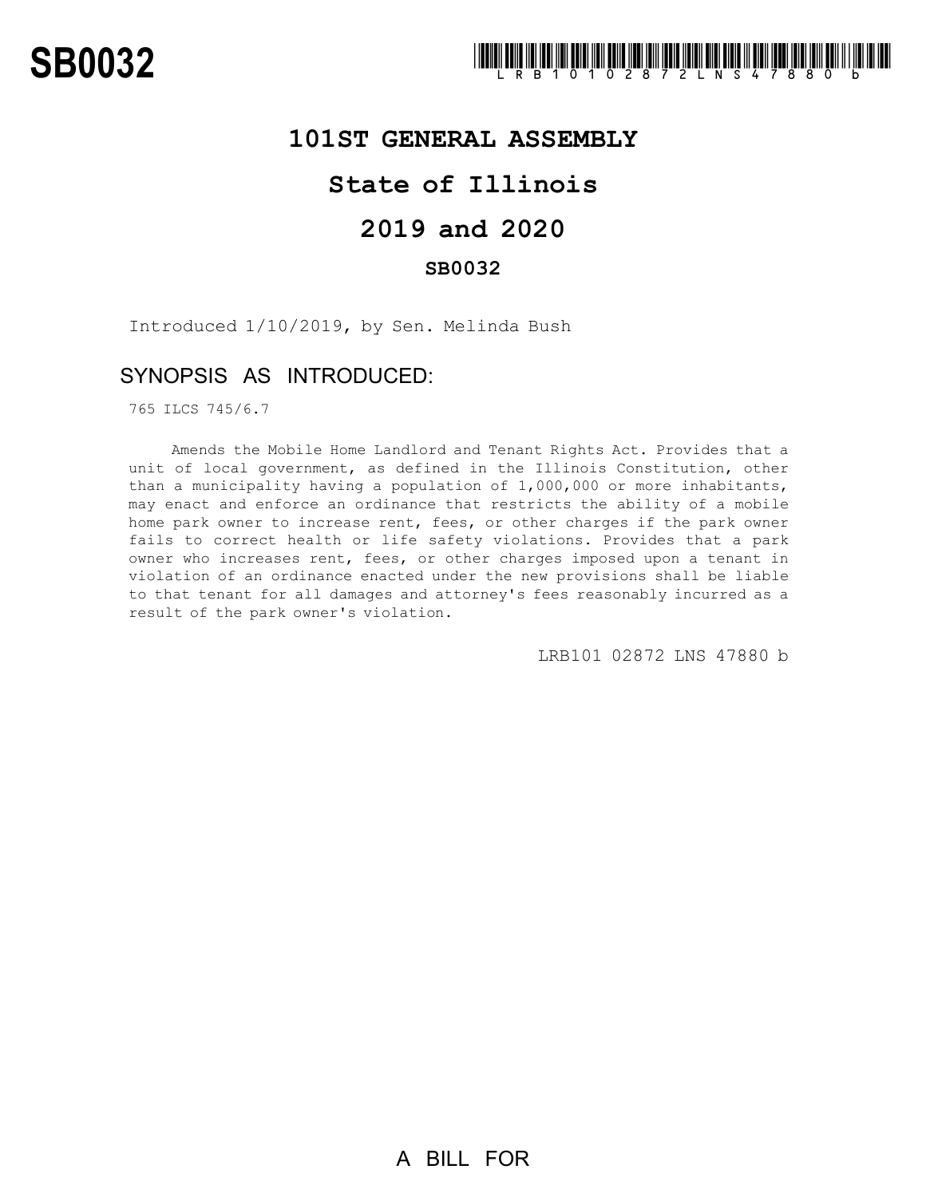SB0032

LRB101 02872 LNS 47880 b

# 101ST GENERAL ASSEMBLY

# State of Illinois

# 2019 and 2020

## SB0032

Introduced 1/10/2019, by Sen. Melinda Bush

## SYNOPSIS AS INTRODUCED:

765 ILCS 745/6.7

Amends the Mobile Home Landlord and Tenant Rights Act. Provides that a unit of local government, as defined in the Illinois Constitution, other than a municipality having a population of 1,000,000 or more inhabitants, may enact and enforce an ordinance that restricts the ability of a mobile home park owner to increase rent, fees, or other charges if the park owner fails to correct health or life safety violations. Provides that a park owner who increases rent, fees, or other charges imposed upon a tenant in violation of an ordinance enacted under the new provisions shall be liable to that tenant for all damages and attorney's fees reasonably incurred as a result of the park owner's violation.

LRB101 02872 LNS 47880 b

A BILL FOR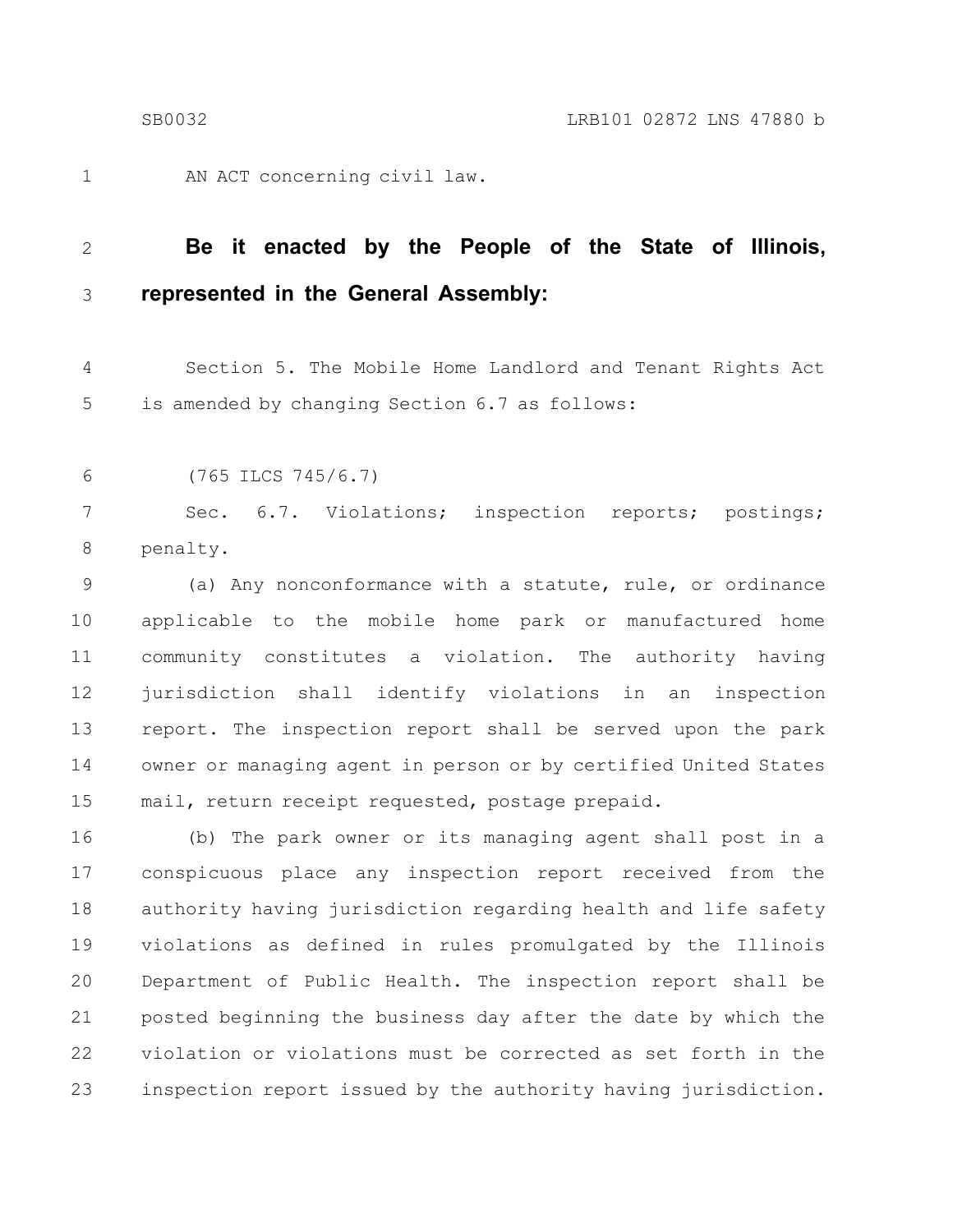AN ACT concerning civil law.

**Be it enacted by the People of the State of Illinois, represented in the General Assembly:**

Section 5. The Mobile Home Landlord and Tenant Rights Act is amended by changing Section 6.7 as follows:

(765 ILCS 745/6.7)

Sec. 6.7. Violations; inspection reports; postings; penalty.

(a) Any nonconformance with a statute, rule, or ordinance applicable to the mobile home park or manufactured home community constitutes a violation. The authority having jurisdiction shall identify violations in an inspection report. The inspection report shall be served upon the park owner or managing agent in person or by certified United States mail, return receipt requested, postage prepaid.

(b) The park owner or its managing agent shall post in a conspicuous place any inspection report received from the authority having jurisdiction regarding health and life safety violations as defined in rules promulgated by the Illinois Department of Public Health. The inspection report shall be posted beginning the business day after the date by which the violation or violations must be corrected as set forth in the inspection report issued by the authority having jurisdiction.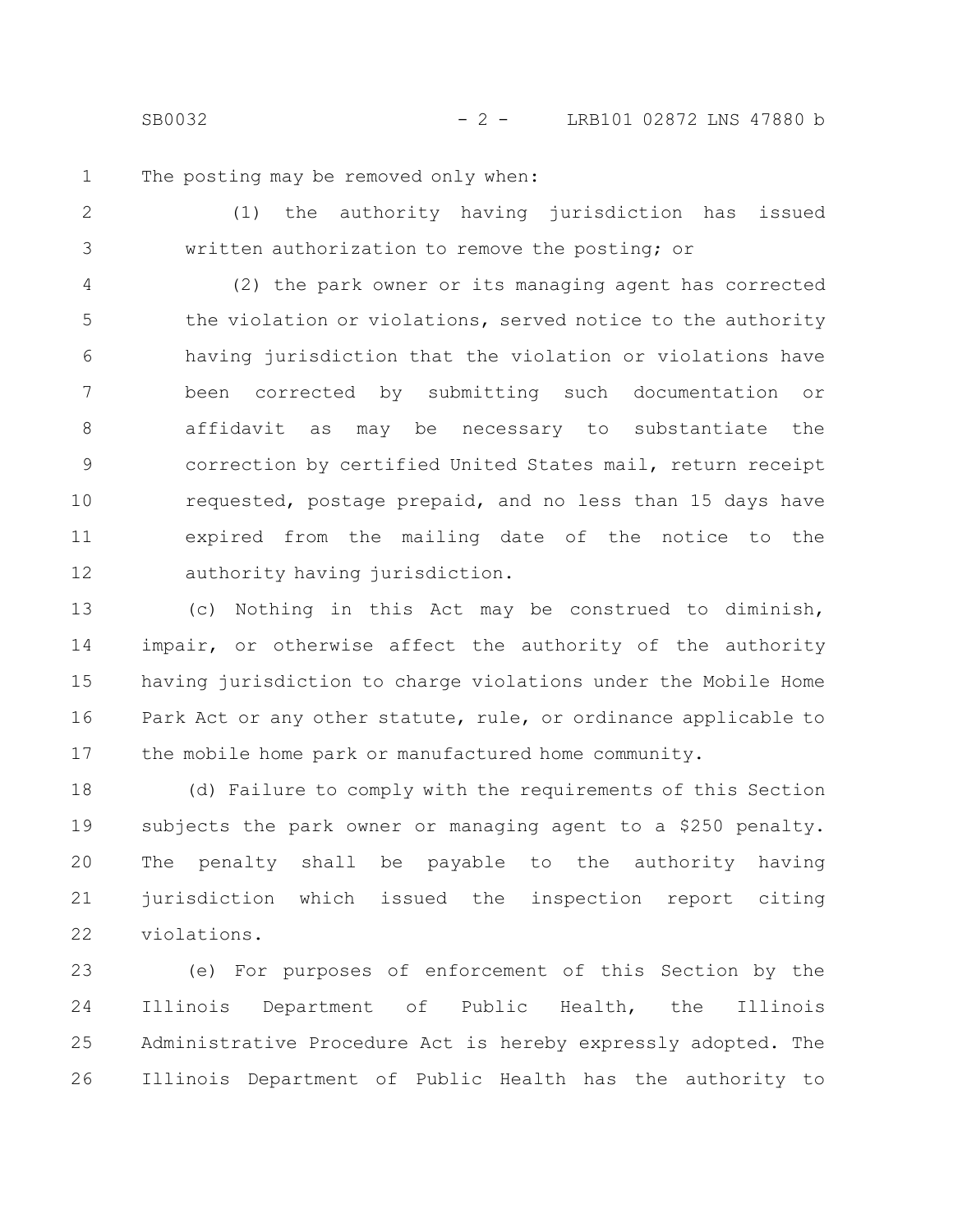The posting may be removed only when:

(1) the authority having jurisdiction has issued written authorization to remove the posting; or

(2) the park owner or its managing agent has corrected the violation or violations, served notice to the authority having jurisdiction that the violation or violations have been corrected by submitting such documentation or affidavit as may be necessary to substantiate the correction by certified United States mail, return receipt requested, postage prepaid, and no less than 15 days have expired from the mailing date of the notice to the authority having jurisdiction.

(c) Nothing in this Act may be construed to diminish, impair, or otherwise affect the authority of the authority having jurisdiction to charge violations under the Mobile Home Park Act or any other statute, rule, or ordinance applicable to the mobile home park or manufactured home community.

(d) Failure to comply with the requirements of this Section subjects the park owner or managing agent to a $250 penalty. The penalty shall be payable to the authority having jurisdiction which issued the inspection report citing violations.

(e) For purposes of enforcement of this Section by the Illinois Department of Public Health, the Illinois Administrative Procedure Act is hereby expressly adopted. The Illinois Department of Public Health has the authority to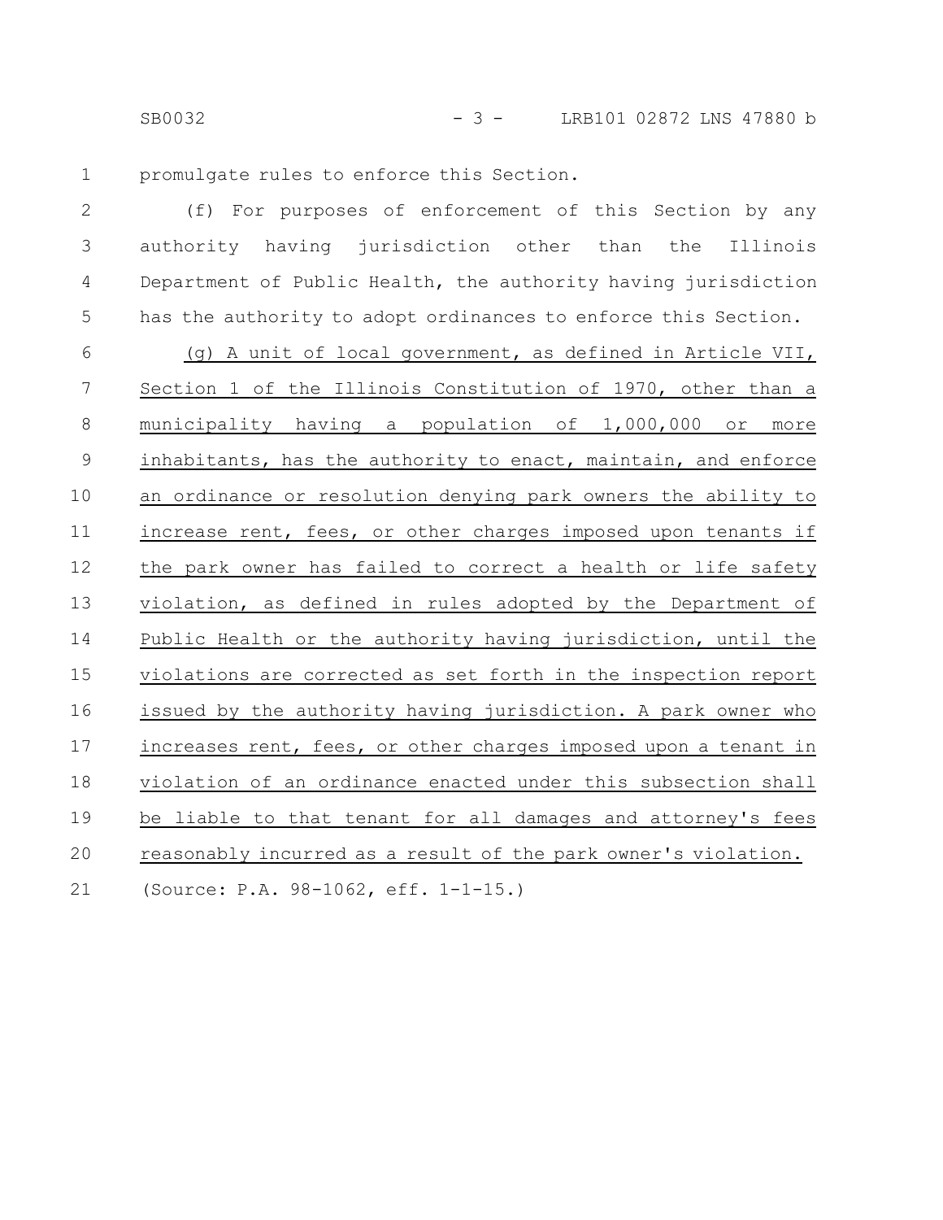promulgate rules to enforce this Section.

(f) For purposes of enforcement of this Section by any authority having jurisdiction other than the Illinois Department of Public Health, the authority having jurisdiction has the authority to adopt ordinances to enforce this Section.

(g) A unit of local government, as defined in Article VII, Section 1 of the Illinois Constitution of 1970, other than a municipality having a population of 1,000,000 or more inhabitants, has the authority to enact, maintain, and enforce an ordinance or resolution denying park owners the ability to increase rent, fees, or other charges imposed upon tenants if the park owner has failed to correct a health or life safety violation, as defined in rules adopted by the Department of Public Health or the authority having jurisdiction, until the violations are corrected as set forth in the inspection report issued by the authority having jurisdiction. A park owner who increases rent, fees, or other charges imposed upon a tenant in violation of an ordinance enacted under this subsection shall be liable to that tenant for all damages and attorney's fees reasonably incurred as a result of the park owner's violation.

(Source: P.A. 98-1062, eff. 1-1-15.)